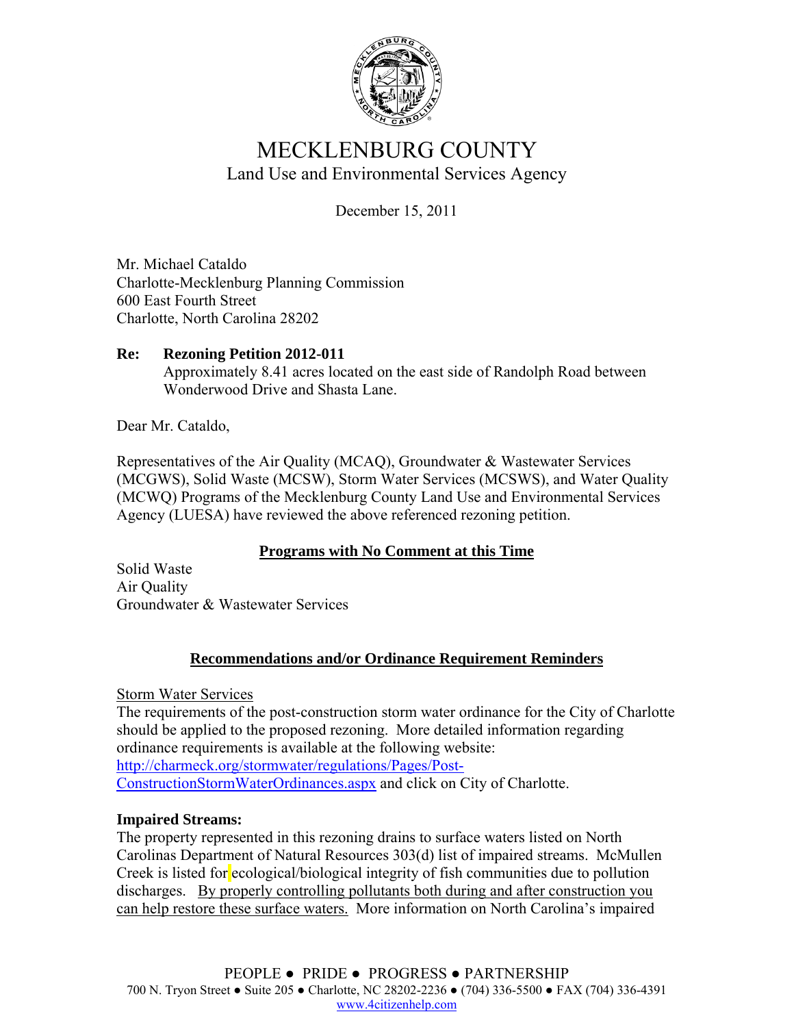# MECKLENBURG COUNTY

## Land Use and Environmental Services Agency

December 15, 2011

Mr. Michael Cataldo
Charlotte-Mecklenburg Planning Commission
600 East Fourth Street
Charlotte, North Carolina 28202

**Re: Rezoning Petition 2012-011**
Approximately 8.41 acres located on the east side of Randolph Road between Wonderwood Drive and Shasta Lane.

Dear Mr. Cataldo,

Representatives of the Air Quality (MCAQ), Groundwater & Wastewater Services (MCGWS), Solid Waste (MCSW), Storm Water Services (MCSWS), and Water Quality (MCWQ) Programs of the Mecklenburg County Land Use and Environmental Services Agency (LUESA) have reviewed the above referenced rezoning petition.

**Programs with No Comment at this Time**

Solid Waste
Air Quality
Groundwater & Wastewater Services

**Recommendations and/or Ordinance Requirement Reminders**

Storm Water Services
The requirements of the post-construction storm water ordinance for the City of Charlotte should be applied to the proposed rezoning. More detailed information regarding ordinance requirements is available at the following website: [http://charmeck.org/stormwater/regulations/Pages/Post-ConstructionStormWaterOrdinances.aspx](http://charmeck.org/stormwater/regulations/Pages/Post-ConstructionStormWaterOrdinances.aspx) and click on City of Charlotte.

**Impaired Streams:**
The property represented in this rezoning drains to surface waters listed on North Carolinas Department of Natural Resources 303(d) list of impaired streams. McMullen Creek is listed for ecological/biological integrity of fish communities due to pollution discharges. By properly controlling pollutants both during and after construction you can help restore these surface waters. More information on North Carolina's impaired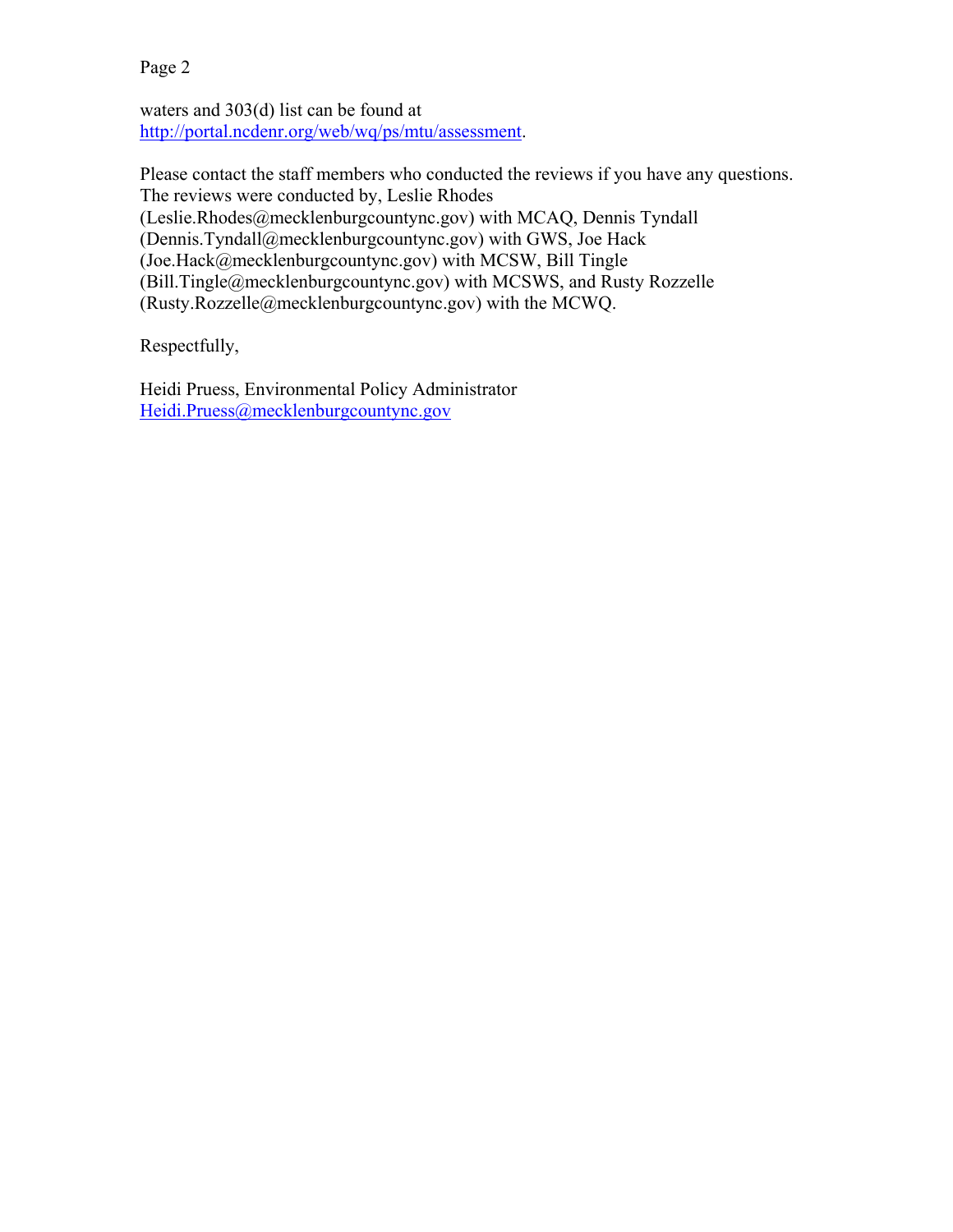waters and 303(d) list can be found at
http://portal.ncdenr.org/web/wq/ps/mtu/assessment.

Please contact the staff members who conducted the reviews if you have any questions. The reviews were conducted by, Leslie Rhodes (Leslie.Rhodes@mecklenburgcountync.gov) with MCAQ, Dennis Tyndall (Dennis.Tyndall@mecklenburgcountync.gov) with GWS, Joe Hack (Joe.Hack@mecklenburgcountync.gov) with MCSW, Bill Tingle (Bill.Tingle@mecklenburgcountync.gov) with MCSWS, and Rusty Rozzelle (Rusty.Rozzelle@mecklenburgcountync.gov) with the MCWQ.

Respectfully,

Heidi Pruess, Environmental Policy Administrator
Heidi.Pruess@mecklenburgcountync.gov